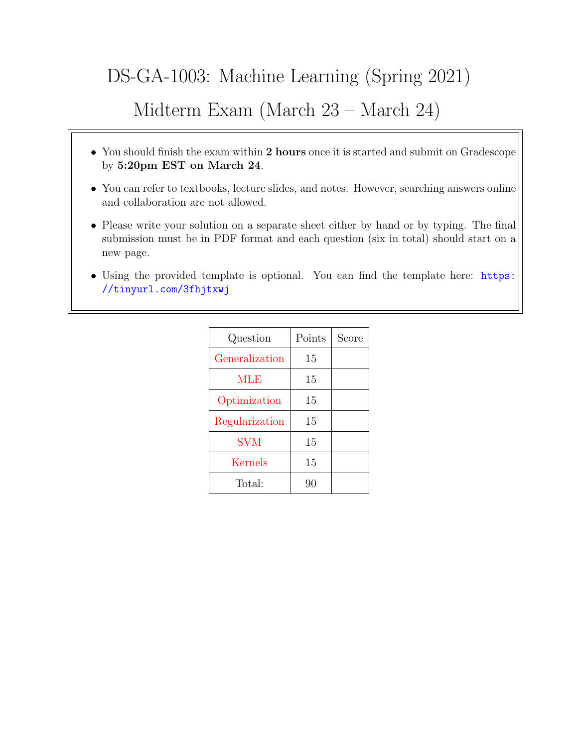# DS-GA-1003: Machine Learning (Spring 2021)

## Midterm Exam (March 23 – March 24)

- You should finish the exam within **2 hours** once it is started and submit on Gradescope by **5:20pm EST on March 24**.
- You can refer to textbooks, lecture slides, and notes. However, searching answers online and collaboration are not allowed.
- Please write your solution on a separate sheet either by hand or by typing. The final submission must be in PDF format and each question (six in total) should start on a new page.
- Using the provided template is optional. You can find the template here: https://tinyurl.com/3fhjtxwj

| Question | Points | Score |
| --- | --- | --- |
| Generalization | 15 | |
| MLE | 15 | |
| Optimization | 15 | |
| Regularization | 15 | |
| SVM | 15 | |
| Kernels | 15 | |
| Total: | 90 | |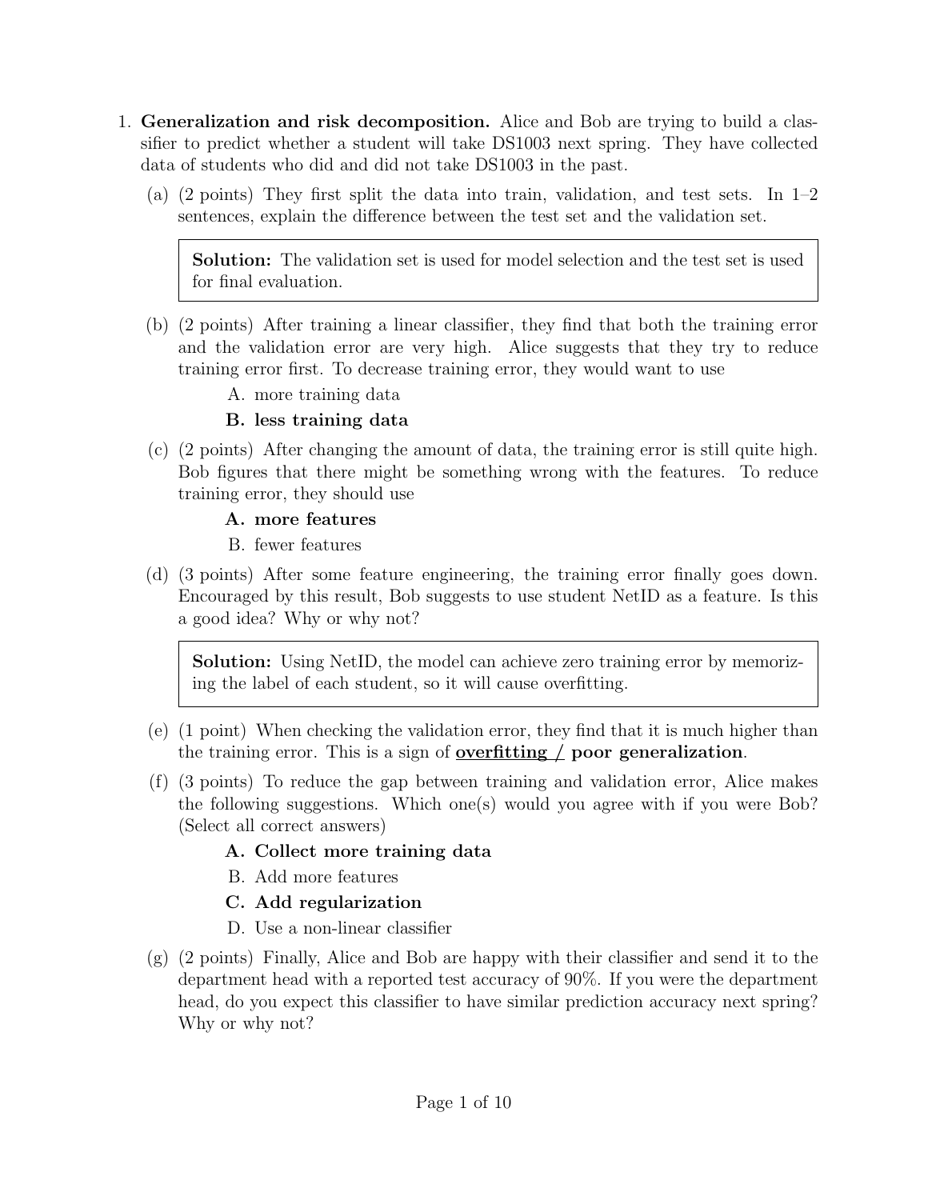1. **Generalization and risk decomposition.** Alice and Bob are trying to build a classifier to predict whether a student will take DS1003 next spring. They have collected data of students who did and did not take DS1003 in the past.

   (a) (2 points) They first split the data into train, validation, and test sets. In 1–2 sentences, explain the difference between the test set and the validation set.

   > **Solution:** The validation set is used for model selection and the test set is used for final evaluation.

   (b) (2 points) After training a linear classifier, they find that both the training error and the validation error are very high. Alice suggests that they try to reduce training error first. To decrease training error, they would want to use

   A. more training data

   **B. less training data**

   (c) (2 points) After changing the amount of data, the training error is still quite high. Bob figures that there might be something wrong with the features. To reduce training error, they should use

   **A. more features**

   B. fewer features

   (d) (3 points) After some feature engineering, the training error finally goes down. Encouraged by this result, Bob suggests to use student NetID as a feature. Is this a good idea? Why or why not?

   > **Solution:** Using NetID, the model can achieve zero training error by memorizing the label of each student, so it will cause overfitting.

   (e) (1 point) When checking the validation error, they find that it is much higher than the training error. This is a sign of **overfitting / poor generalization**.

   (f) (3 points) To reduce the gap between training and validation error, Alice makes the following suggestions. Which one(s) would you agree with if you were Bob? (Select all correct answers)

   **A. Collect more training data**

   B. Add more features

   **C. Add regularization**

   D. Use a non-linear classifier

   (g) (2 points) Finally, Alice and Bob are happy with their classifier and send it to the department head with a reported test accuracy of 90%. If you were the department head, do you expect this classifier to have similar prediction accuracy next spring? Why or why not?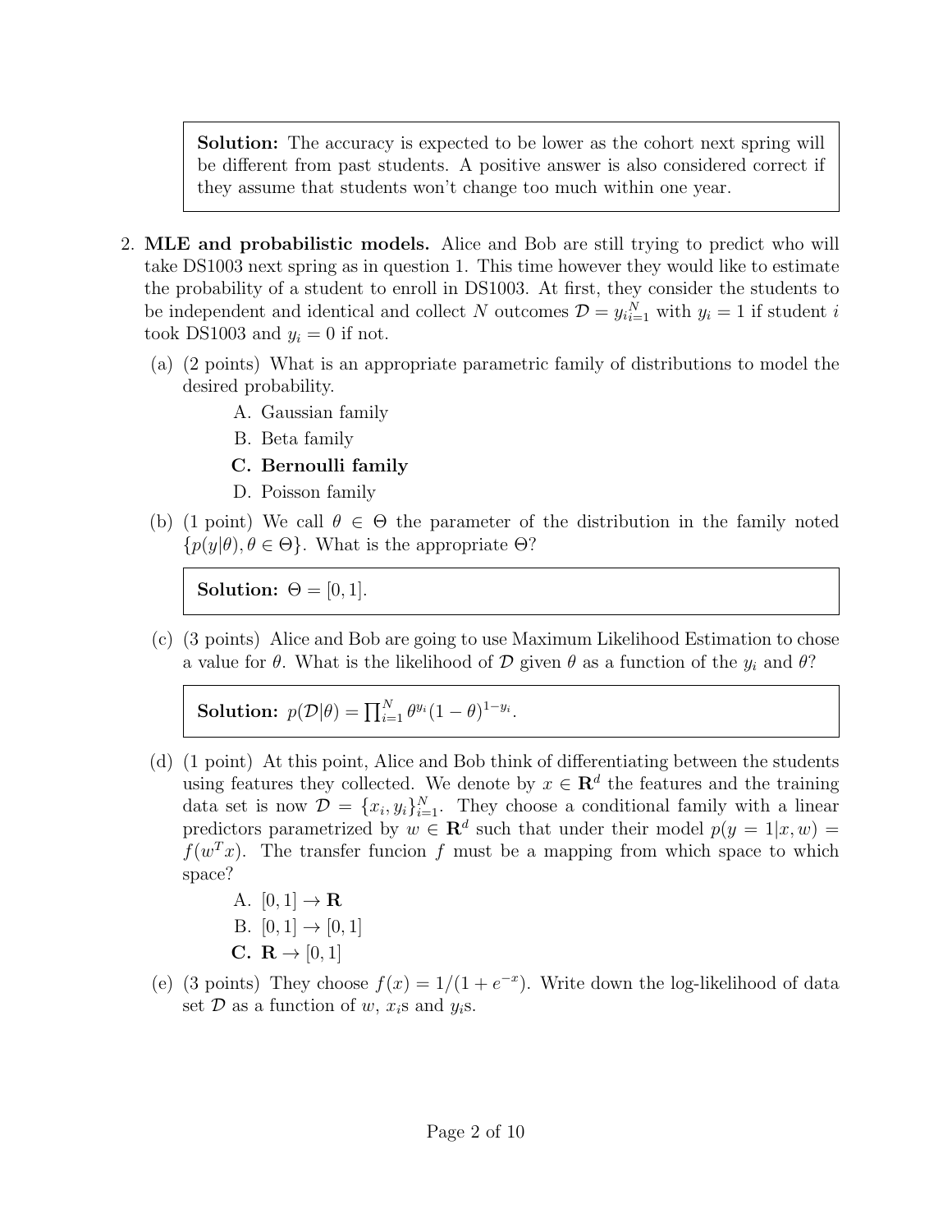> **Solution:** The accuracy is expected to be lower as the cohort next spring will be different from past students. A positive answer is also considered correct if they assume that students won't change too much within one year.

2. **MLE and probabilistic models.** Alice and Bob are still trying to predict who will take DS1003 next spring as in question 1. This time however they would like to estimate the probability of a student to enroll in DS1003. At first, they consider the students to be independent and identical and collect $N$ outcomes $\mathcal{D} = y_{i}{}_{i=1}^{N}$ with $y_i = 1$ if student $i$ took DS1003 and $y_i = 0$ if not.

   (a) (2 points) What is an appropriate parametric family of distributions to model the desired probability.

   A. Gaussian family

   B. Beta family

   **C. Bernoulli family**

   D. Poisson family

   (b) (1 point) We call $\theta \in \Theta$ the parameter of the distribution in the family noted $\{p(y|\theta), \theta \in \Theta\}$. What is the appropriate $\Theta$?

   > **Solution:** $\Theta = [0, 1]$.

   (c) (3 points) Alice and Bob are going to use Maximum Likelihood Estimation to chose a value for $\theta$. What is the likelihood of $\mathcal{D}$ given $\theta$ as a function of the $y_i$ and $\theta$?

   > **Solution:** $p(\mathcal{D}|\theta) = \prod_{i=1}^{N} \theta^{y_i}(1-\theta)^{1-y_i}$.

   (d) (1 point) At this point, Alice and Bob think of differentiating between the students using features they collected. We denote by $x \in \mathbf{R}^d$ the features and the training data set is now $\mathcal{D} = \{x_i, y_i\}_{i=1}^{N}$. They choose a conditional family with a linear predictors parametrized by $w \in \mathbf{R}^d$ such that under their model $p(y = 1|x, w) = f(w^T x)$. The transfer funcion $f$ must be a mapping from which space to which space?

   A. $[0, 1] \to \mathbf{R}$

   B. $[0, 1] \to [0, 1]$

   **C.** $\mathbf{R} \to [0, 1]$

   (e) (3 points) They choose $f(x) = 1/(1 + e^{-x})$. Write down the log-likelihood of data set $\mathcal{D}$ as a function of $w$, $x_i$s and $y_i$s.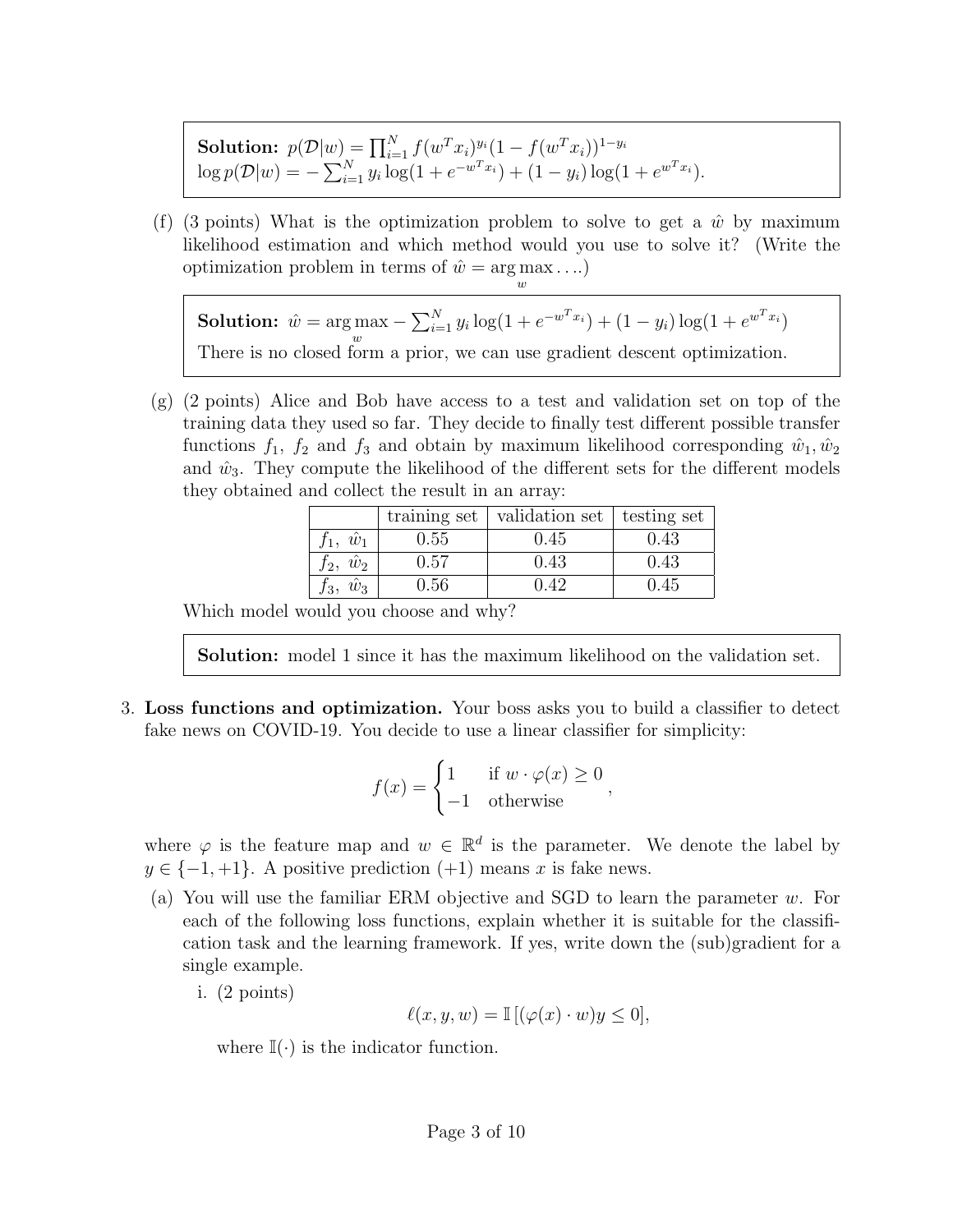**Solution:** $p(\mathcal{D}|w) = \prod_{i=1}^{N} f(w^T x_i)^{y_i}(1 - f(w^T x_i))^{1-y_i}$
$\log p(\mathcal{D}|w) = -\sum_{i=1}^{N} y_i \log(1 + e^{-w^T x_i}) + (1 - y_i)\log(1 + e^{w^T x_i})$.

(f) (3 points) What is the optimization problem to solve to get a $\hat{w}$ by maximum likelihood estimation and which method would you use to solve it? (Write the optimization problem in terms of $\hat{w} = \arg\max_w \ldots$.)

**Solution:** $\hat{w} = \arg\max_w - \sum_{i=1}^{N} y_i \log(1 + e^{-w^T x_i}) + (1 - y_i)\log(1 + e^{w^T x_i})$
There is no closed form a prior, we can use gradient descent optimization.

(g) (2 points) Alice and Bob have access to a test and validation set on top of the training data they used so far. They decide to finally test different possible transfer functions $f_1$, $f_2$ and $f_3$ and obtain by maximum likelihood corresponding $\hat{w}_1, \hat{w}_2$ and $\hat{w}_3$. They compute the likelihood of the different sets for the different models they obtained and collect the result in an array:

| | training set | validation set | testing set |
|---|---|---|---|
| $f_1,\ \hat{w}_1$ | 0.55 | 0.45 | 0.43 |
| $f_2,\ \hat{w}_2$ | 0.57 | 0.43 | 0.43 |
| $f_3,\ \hat{w}_3$ | 0.56 | 0.42 | 0.45 |

Which model would you choose and why?

**Solution:** model 1 since it has the maximum likelihood on the validation set.

3. **Loss functions and optimization.** Your boss asks you to build a classifier to detect fake news on COVID-19. You decide to use a linear classifier for simplicity:

$$f(x) = \begin{cases} 1 & \text{if } w \cdot \varphi(x) \geq 0 \\ -1 & \text{otherwise} \end{cases},$$

where $\varphi$ is the feature map and $w \in \mathbb{R}^d$ is the parameter. We denote the label by $y \in \{-1, +1\}$. A positive prediction ($+1$) means $x$ is fake news.

(a) You will use the familiar ERM objective and SGD to learn the parameter $w$. For each of the following loss functions, explain whether it is suitable for the classification task and the learning framework. If yes, write down the (sub)gradient for a single example.

i. (2 points)

$$\ell(x, y, w) = \mathbb{I}\left[(\varphi(x) \cdot w)y \leq 0\right],$$

where $\mathbb{I}(\cdot)$ is the indicator function.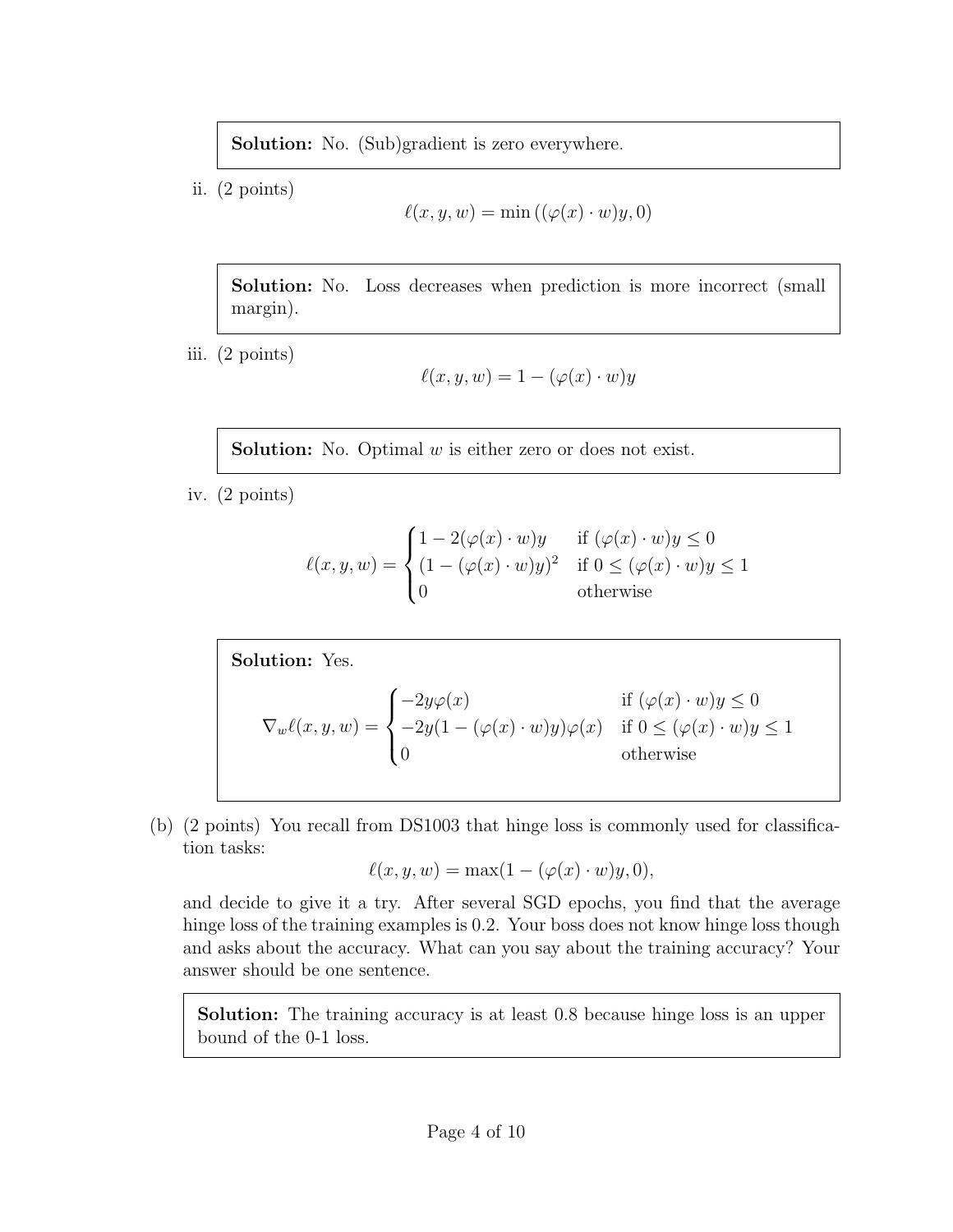**Solution:** No. (Sub)gradient is zero everywhere.

ii. (2 points)

$$\ell(x, y, w) = \min((\varphi(x) \cdot w)y, 0)$$

**Solution:** No. Loss decreases when prediction is more incorrect (small margin).

iii. (2 points)

$$\ell(x, y, w) = 1 - (\varphi(x) \cdot w)y$$

**Solution:** No. Optimal $w$ is either zero or does not exist.

iv. (2 points)

$$\ell(x, y, w) = \begin{cases} 1 - 2(\varphi(x) \cdot w)y & \text{if } (\varphi(x) \cdot w)y \leq 0 \\ (1 - (\varphi(x) \cdot w)y)^2 & \text{if } 0 \leq (\varphi(x) \cdot w)y \leq 1 \\ 0 & \text{otherwise} \end{cases}$$

**Solution:** Yes.

$$\nabla_w \ell(x, y, w) = \begin{cases} -2y\varphi(x) & \text{if } (\varphi(x) \cdot w)y \leq 0 \\ -2y(1 - (\varphi(x) \cdot w)y)\varphi(x) & \text{if } 0 \leq (\varphi(x) \cdot w)y \leq 1 \\ 0 & \text{otherwise} \end{cases}$$

(b) (2 points) You recall from DS1003 that hinge loss is commonly used for classification tasks:

$$\ell(x, y, w) = \max(1 - (\varphi(x) \cdot w)y, 0),$$

and decide to give it a try. After several SGD epochs, you find that the average hinge loss of the training examples is 0.2. Your boss does not know hinge loss though and asks about the accuracy. What can you say about the training accuracy? Your answer should be one sentence.

**Solution:** The training accuracy is at least 0.8 because hinge loss is an upper bound of the 0-1 loss.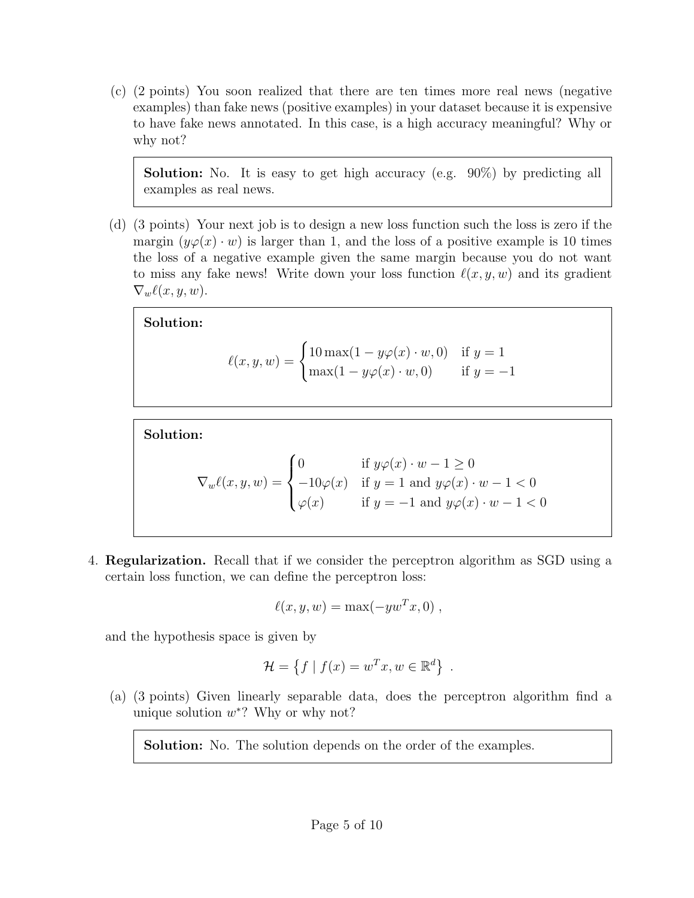(c) (2 points) You soon realized that there are ten times more real news (negative examples) than fake news (positive examples) in your dataset because it is expensive to have fake news annotated. In this case, is a high accuracy meaningful? Why or why not?

**Solution:** No. It is easy to get high accuracy (e.g. 90%) by predicting all examples as real news.

(d) (3 points) Your next job is to design a new loss function such the loss is zero if the margin ($y\varphi(x) \cdot w$) is larger than 1, and the loss of a positive example is 10 times the loss of a negative example given the same margin because you do not want to miss any fake news! Write down your loss function $\ell(x, y, w)$ and its gradient $\nabla_w \ell(x, y, w)$.

**Solution:**

$$\ell(x, y, w) = \begin{cases} 10 \max(1 - y\varphi(x) \cdot w, 0) & \text{if } y = 1 \\ \max(1 - y\varphi(x) \cdot w, 0) & \text{if } y = -1 \end{cases}$$

**Solution:**

$$\nabla_w \ell(x, y, w) = \begin{cases} 0 & \text{if } y\varphi(x) \cdot w - 1 \geq 0 \\ -10\varphi(x) & \text{if } y = 1 \text{ and } y\varphi(x) \cdot w - 1 < 0 \\ \varphi(x) & \text{if } y = -1 \text{ and } y\varphi(x) \cdot w - 1 < 0 \end{cases}$$

4. **Regularization.** Recall that if we consider the perceptron algorithm as SGD using a certain loss function, we can define the perceptron loss:

$$\ell(x, y, w) = \max(-yw^T x, 0) \ ,$$

and the hypothesis space is given by

$$\mathcal{H} = \left\{ f \mid f(x) = w^T x, w \in \mathbb{R}^d \right\} \ .$$

(a) (3 points) Given linearly separable data, does the perceptron algorithm find a unique solution $w^*$? Why or why not?

**Solution:** No. The solution depends on the order of the examples.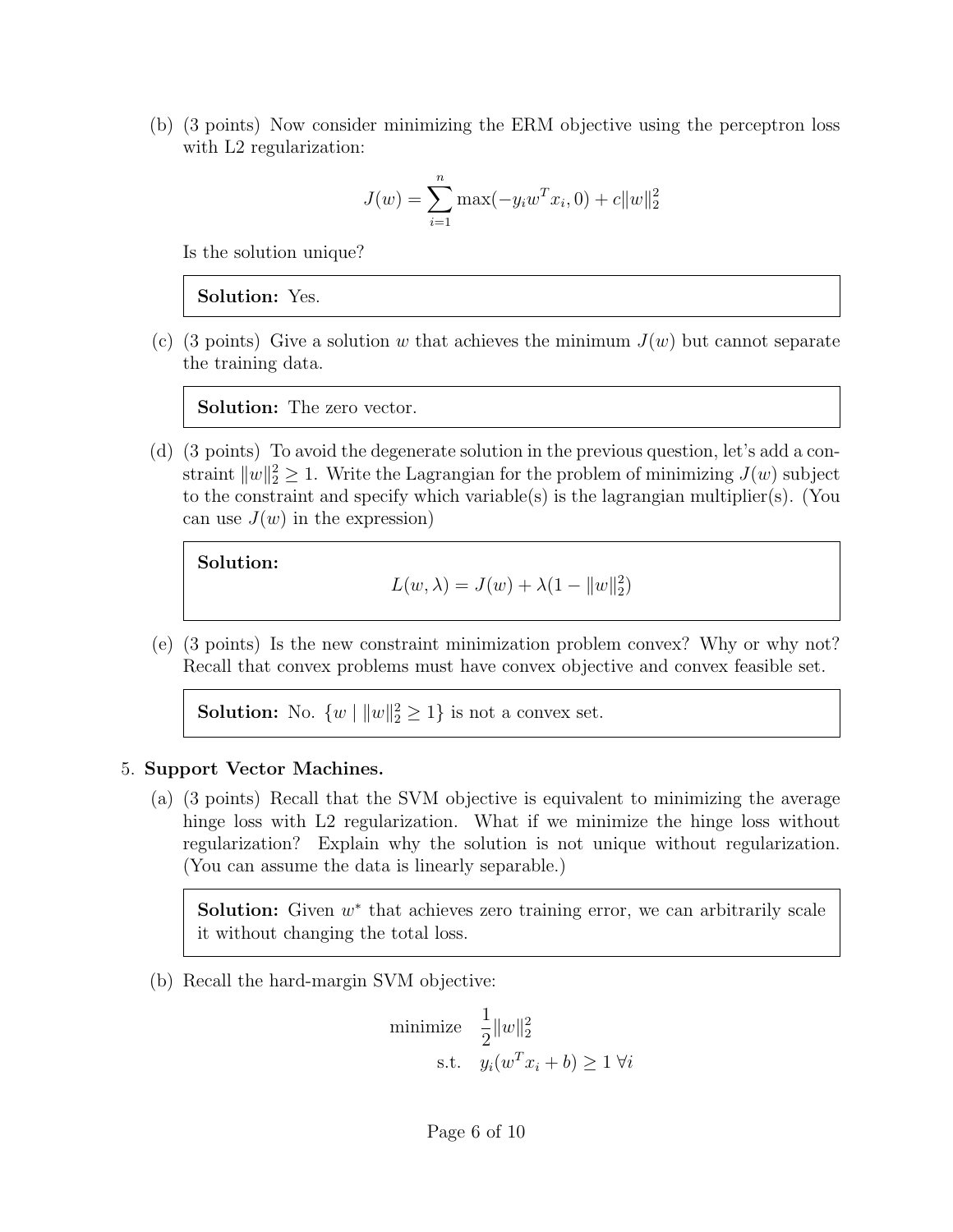(b) (3 points) Now consider minimizing the ERM objective using the perceptron loss with L2 regularization:

$$J(w) = \sum_{i=1}^{n} \max(-y_i w^T x_i, 0) + c\|w\|_2^2$$

Is the solution unique?

> **Solution:** Yes.

(c) (3 points) Give a solution $w$ that achieves the minimum $J(w)$ but cannot separate the training data.

> **Solution:** The zero vector.

(d) (3 points) To avoid the degenerate solution in the previous question, let's add a constraint $\|w\|_2^2 \geq 1$. Write the Lagrangian for the problem of minimizing $J(w)$ subject to the constraint and specify which variable(s) is the lagrangian multiplier(s). (You can use $J(w)$ in the expression)

> **Solution:**
>
> $$L(w, \lambda) = J(w) + \lambda(1 - \|w\|_2^2)$$

(e) (3 points) Is the new constraint minimization problem convex? Why or why not? Recall that convex problems must have convex objective and convex feasible set.

> **Solution:** No. $\{w \mid \|w\|_2^2 \geq 1\}$ is not a convex set.

5. **Support Vector Machines.**

(a) (3 points) Recall that the SVM objective is equivalent to minimizing the average hinge loss with L2 regularization. What if we minimize the hinge loss without regularization? Explain why the solution is not unique without regularization. (You can assume the data is linearly separable.)

> **Solution:** Given $w^*$ that achieves zero training error, we can arbitrarily scale it without changing the total loss.

(b) Recall the hard-margin SVM objective:

$$\begin{aligned} \text{minimize} \quad & \frac{1}{2}\|w\|_2^2 \\ \text{s.t.} \quad & y_i(w^T x_i + b) \geq 1 \ \forall i \end{aligned}$$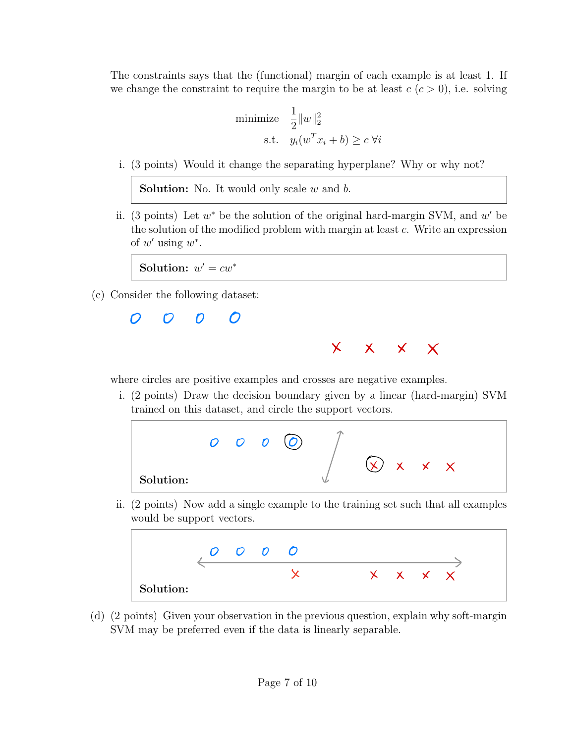The constraints says that the (functional) margin of each example is at least 1. If we change the constraint to require the margin to be at least $c$ ($c > 0$), i.e. solving

$$\begin{aligned} \text{minimize} \quad & \frac{1}{2}\|w\|_2^2 \\ \text{s.t.} \quad & y_i(w^T x_i + b) \geq c \ \forall i \end{aligned}$$

i. (3 points) Would it change the separating hyperplane? Why or why not?

> **Solution:** No. It would only scale $w$ and $b$.

ii. (3 points) Let $w^*$ be the solution of the original hard-margin SVM, and $w'$ be the solution of the modified problem with margin at least $c$. Write an expression of $w'$ using $w^*$.

> **Solution:** $w' = cw^*$

(c) Consider the following dataset:

where circles are positive examples and crosses are negative examples.

i. (2 points) Draw the decision boundary given by a linear (hard-margin) SVM trained on this dataset, and circle the support vectors.

> **Solution:**

ii. (2 points) Now add a single example to the training set such that all examples would be support vectors.

> **Solution:**

(d) (2 points) Given your observation in the previous question, explain why soft-margin SVM may be preferred even if the data is linearly separable.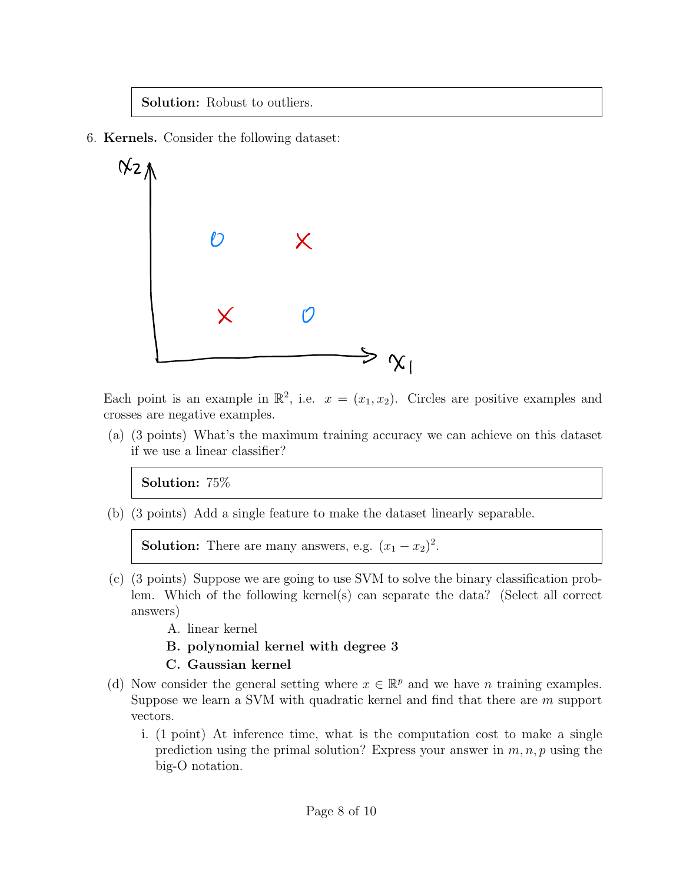**Solution:** Robust to outliers.

6. **Kernels.** Consider the following dataset:

Each point is an example in $\mathbb{R}^2$, i.e. $x = (x_1, x_2)$. Circles are positive examples and crosses are negative examples.

(a) (3 points) What's the maximum training accuracy we can achieve on this dataset if we use a linear classifier?

**Solution:** 75%

(b) (3 points) Add a single feature to make the dataset linearly separable.

**Solution:** There are many answers, e.g. $(x_1 - x_2)^2$.

(c) (3 points) Suppose we are going to use SVM to solve the binary classification problem. Which of the following kernel(s) can separate the data? (Select all correct answers)

A. linear kernel

**B. polynomial kernel with degree 3**

**C. Gaussian kernel**

(d) Now consider the general setting where $x \in \mathbb{R}^p$ and we have $n$ training examples. Suppose we learn a SVM with quadratic kernel and find that there are $m$ support vectors.

i. (1 point) At inference time, what is the computation cost to make a single prediction using the primal solution? Express your answer in $m, n, p$ using the big-O notation.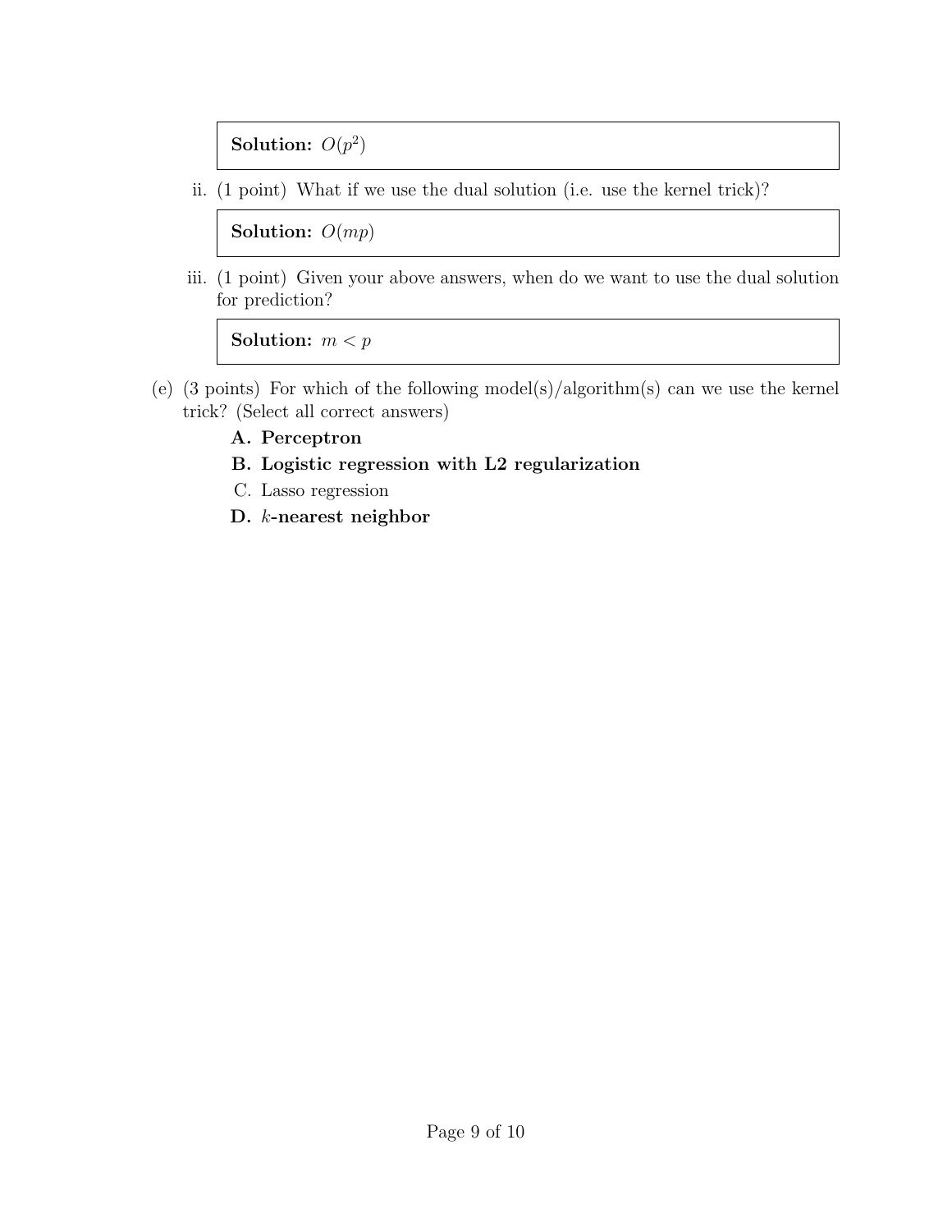**Solution:** $O(p^2)$

ii. (1 point) What if we use the dual solution (i.e. use the kernel trick)?

**Solution:** $O(mp)$

iii. (1 point) Given your above answers, when do we want to use the dual solution for prediction?

**Solution:** $m < p$

(e) (3 points) For which of the following model(s)/algorithm(s) can we use the kernel trick? (Select all correct answers)

- **A. Perceptron**
- **B. Logistic regression with L2 regularization**
- C. Lasso regression
- **D. $k$-nearest neighbor**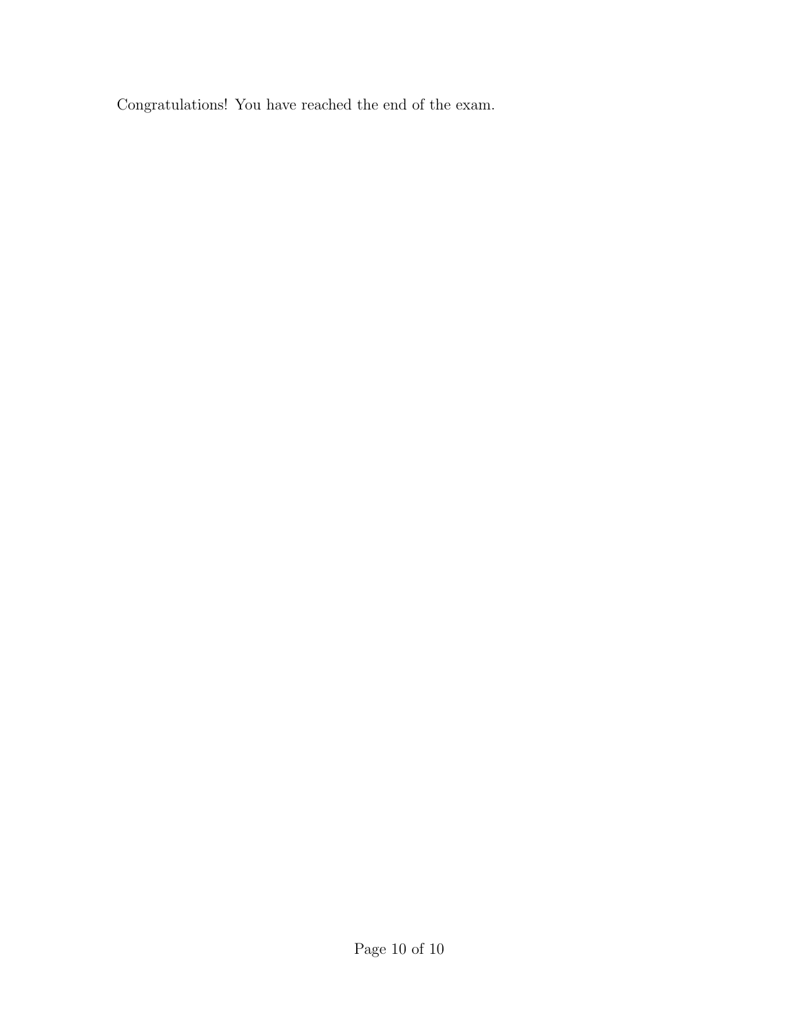Congratulations! You have reached the end of the exam.